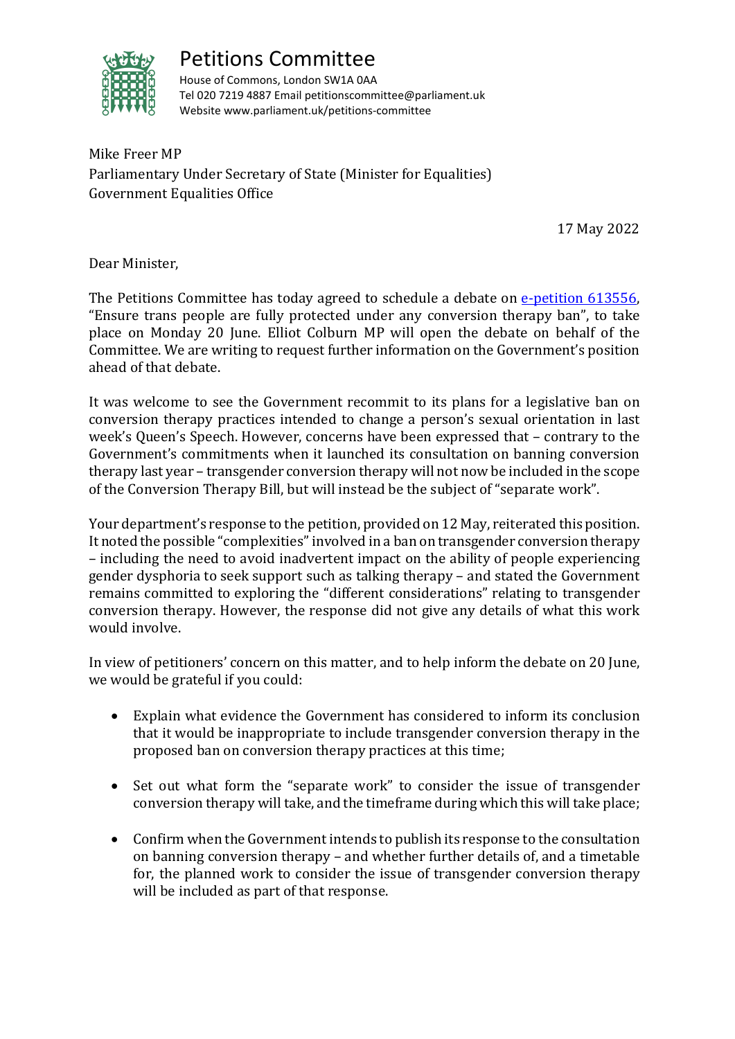# Petitions Committee

House of Commons, London SW1A 0AA
Tel 020 7219 4887 Email petitionscommittee@parliament.uk
Website www.parliament.uk/petitions-committee

Mike Freer MP
Parliamentary Under Secretary of State (Minister for Equalities)
Government Equalities Office

17 May 2022

Dear Minister,

The Petitions Committee has today agreed to schedule a debate on [e-petition 613556](), "Ensure trans people are fully protected under any conversion therapy ban", to take place on Monday 20 June. Elliot Colburn MP will open the debate on behalf of the Committee. We are writing to request further information on the Government's position ahead of that debate.

It was welcome to see the Government recommit to its plans for a legislative ban on conversion therapy practices intended to change a person's sexual orientation in last week's Queen's Speech. However, concerns have been expressed that – contrary to the Government's commitments when it launched its consultation on banning conversion therapy last year – transgender conversion therapy will not now be included in the scope of the Conversion Therapy Bill, but will instead be the subject of "separate work".

Your department's response to the petition, provided on 12 May, reiterated this position. It noted the possible "complexities" involved in a ban on transgender conversion therapy – including the need to avoid inadvertent impact on the ability of people experiencing gender dysphoria to seek support such as talking therapy – and stated the Government remains committed to exploring the "different considerations" relating to transgender conversion therapy. However, the response did not give any details of what this work would involve.

In view of petitioners' concern on this matter, and to help inform the debate on 20 June, we would be grateful if you could:

- Explain what evidence the Government has considered to inform its conclusion that it would be inappropriate to include transgender conversion therapy in the proposed ban on conversion therapy practices at this time;
- Set out what form the "separate work" to consider the issue of transgender conversion therapy will take, and the timeframe during which this will take place;
- Confirm when the Government intends to publish its response to the consultation on banning conversion therapy – and whether further details of, and a timetable for, the planned work to consider the issue of transgender conversion therapy will be included as part of that response.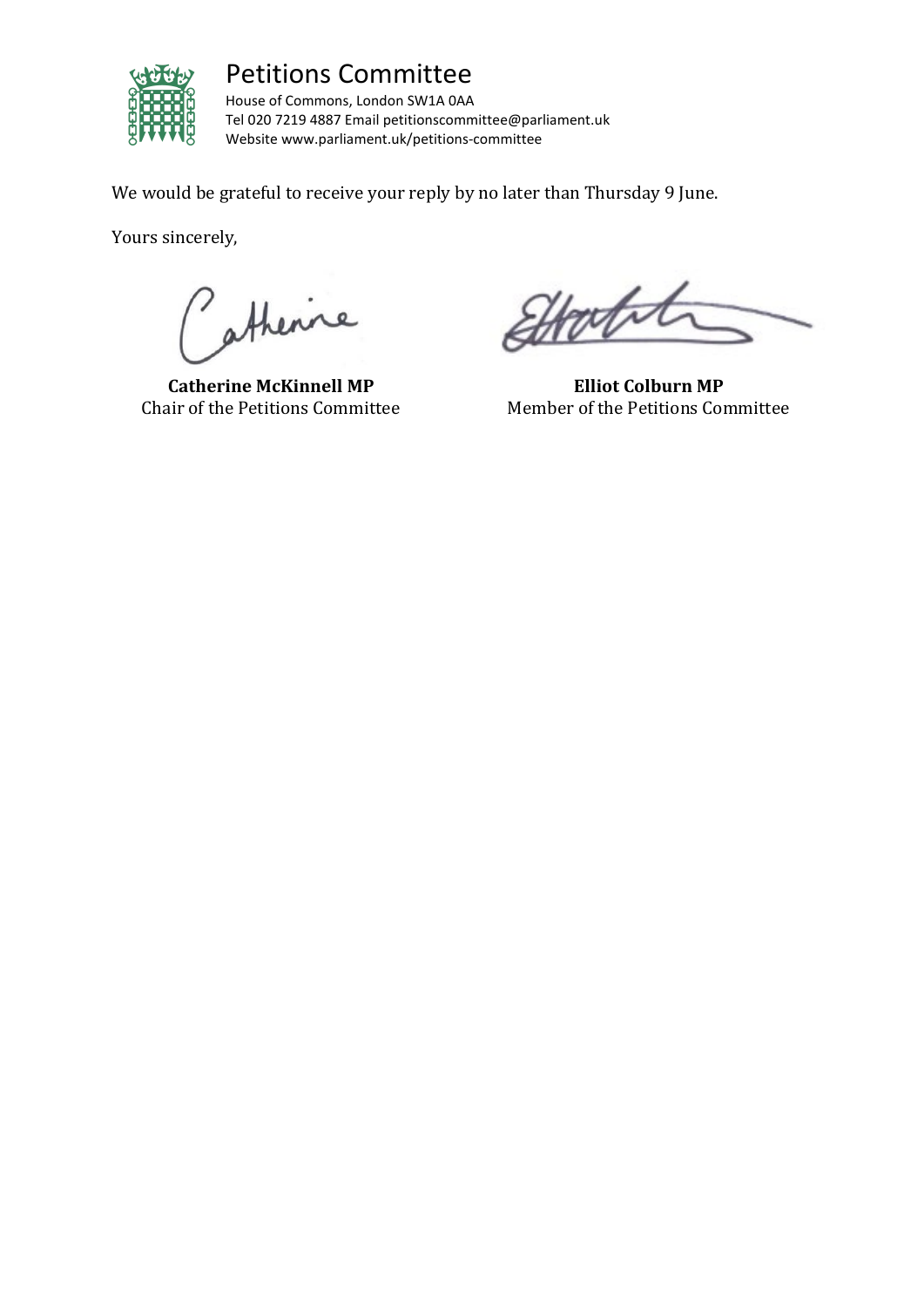# Petitions Committee

House of Commons, London SW1A 0AA
Tel 020 7219 4887 Email petitionscommittee@parliament.uk
Website www.parliament.uk/petitions-committee

We would be grateful to receive your reply by no later than Thursday 9 June.

Yours sincerely,

**Catherine McKinnell MP**
Chair of the Petitions Committee

**Elliot Colburn MP**
Member of the Petitions Committee